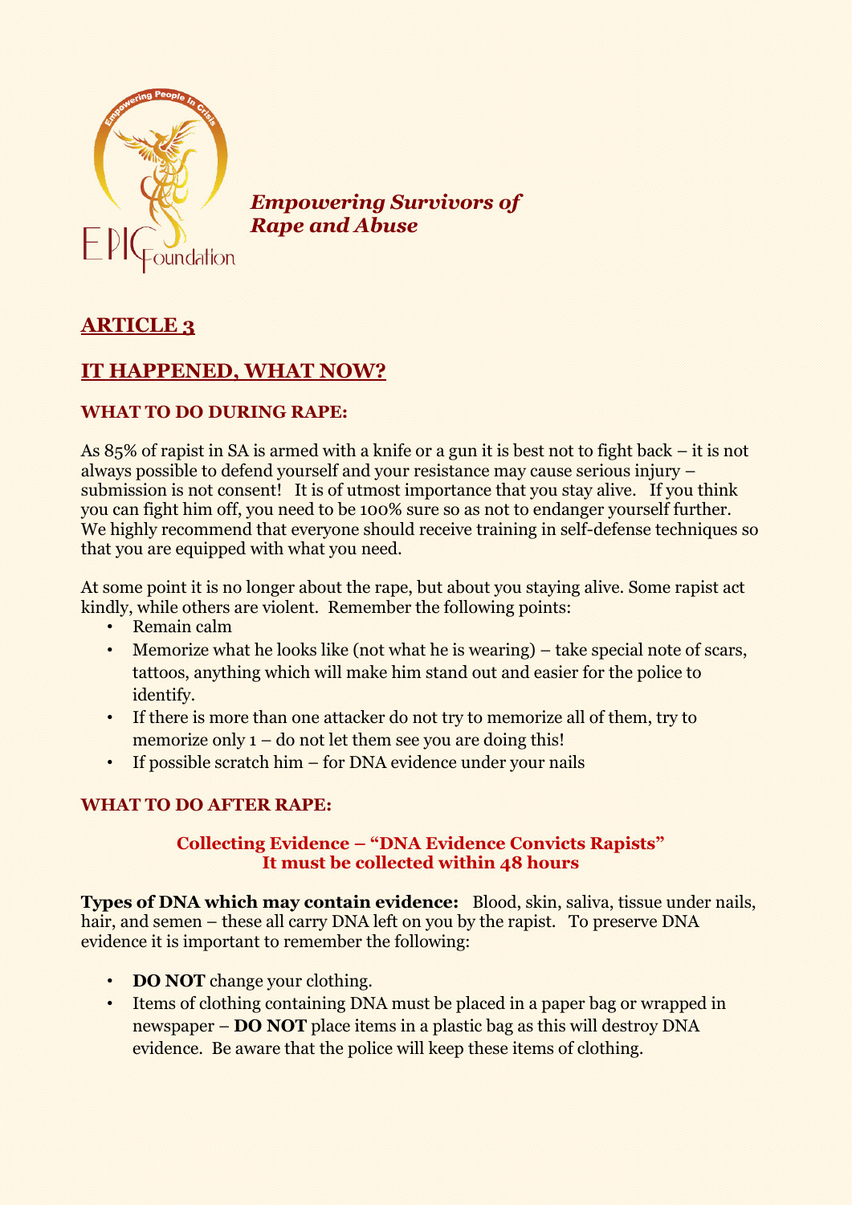EPIC Foundation — Empowering People In Crisis

***Empowering Survivors of Rape and Abuse***

## ARTICLE 3

## IT HAPPENED, WHAT NOW?

### WHAT TO DO DURING RAPE:

As 85% of rapist in SA is armed with a knife or a gun it is best not to fight back – it is not always possible to defend yourself and your resistance may cause serious injury – submission is not consent! It is of utmost importance that you stay alive. If you think you can fight him off, you need to be 100% sure so as not to endanger yourself further. We highly recommend that everyone should receive training in self-defense techniques so that you are equipped with what you need.

At some point it is no longer about the rape, but about you staying alive. Some rapist act kindly, while others are violent. Remember the following points:

- Remain calm
- Memorize what he looks like (not what he is wearing) – take special note of scars, tattoos, anything which will make him stand out and easier for the police to identify.
- If there is more than one attacker do not try to memorize all of them, try to memorize only 1 – do not let them see you are doing this!
- If possible scratch him – for DNA evidence under your nails

### WHAT TO DO AFTER RAPE:

**Collecting Evidence – "DNA Evidence Convicts Rapists"**
**It must be collected within 48 hours**

**Types of DNA which may contain evidence:** Blood, skin, saliva, tissue under nails, hair, and semen – these all carry DNA left on you by the rapist. To preserve DNA evidence it is important to remember the following:

- **DO NOT** change your clothing.
- Items of clothing containing DNA must be placed in a paper bag or wrapped in newspaper – **DO NOT** place items in a plastic bag as this will destroy DNA evidence. Be aware that the police will keep these items of clothing.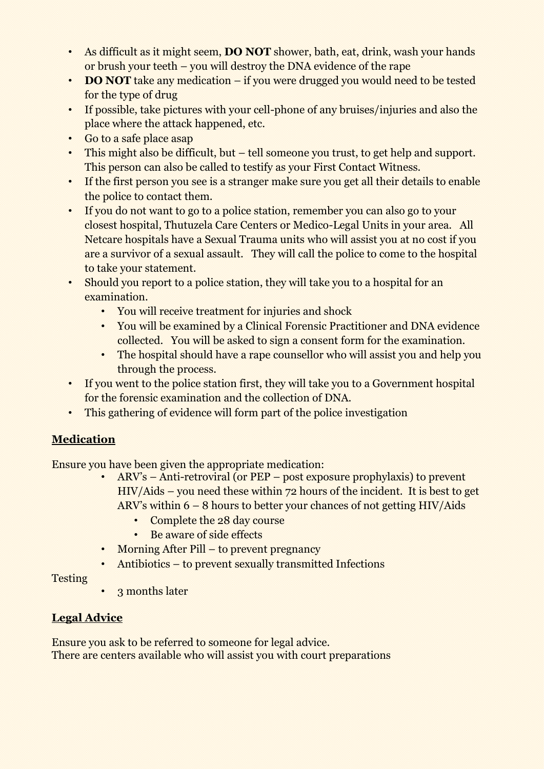- As difficult as it might seem, **DO NOT** shower, bath, eat, drink, wash your hands or brush your teeth – you will destroy the DNA evidence of the rape
- **DO NOT** take any medication – if you were drugged you would need to be tested for the type of drug
- If possible, take pictures with your cell-phone of any bruises/injuries and also the place where the attack happened, etc.
- Go to a safe place asap
- This might also be difficult, but – tell someone you trust, to get help and support. This person can also be called to testify as your First Contact Witness.
- If the first person you see is a stranger make sure you get all their details to enable the police to contact them.
- If you do not want to go to a police station, remember you can also go to your closest hospital, Thutuzela Care Centers or Medico-Legal Units in your area. All Netcare hospitals have a Sexual Trauma units who will assist you at no cost if you are a survivor of a sexual assault. They will call the police to come to the hospital to take your statement.
- Should you report to a police station, they will take you to a hospital for an examination.
    - You will receive treatment for injuries and shock
    - You will be examined by a Clinical Forensic Practitioner and DNA evidence collected. You will be asked to sign a consent form for the examination.
    - The hospital should have a rape counsellor who will assist you and help you through the process.
- If you went to the police station first, they will take you to a Government hospital for the forensic examination and the collection of DNA.
- This gathering of evidence will form part of the police investigation

## Medication

Ensure you have been given the appropriate medication:

- ARV's – Anti-retroviral (or PEP – post exposure prophylaxis) to prevent HIV/Aids – you need these within 72 hours of the incident. It is best to get ARV's within 6 – 8 hours to better your chances of not getting HIV/Aids
    - Complete the 28 day course
    - Be aware of side effects
- Morning After Pill – to prevent pregnancy
- Antibiotics – to prevent sexually transmitted Infections

Testing

- 3 months later

## Legal Advice

Ensure you ask to be referred to someone for legal advice.
There are centers available who will assist you with court preparations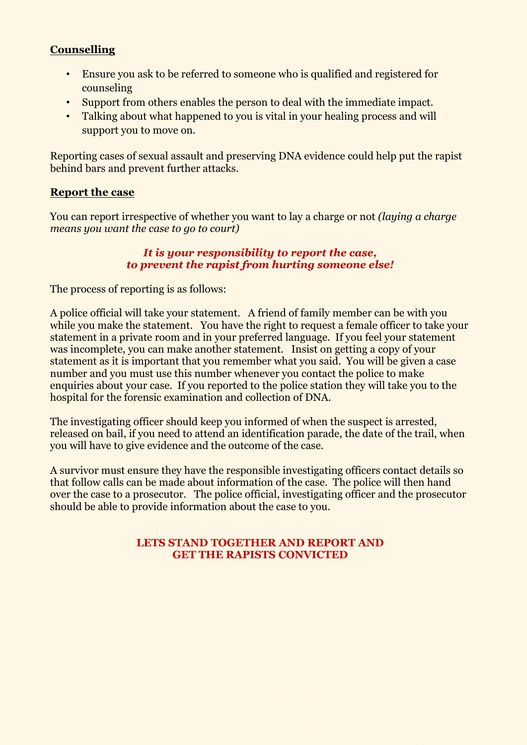## **Counselling**

- Ensure you ask to be referred to someone who is qualified and registered for counseling
- Support from others enables the person to deal with the immediate impact.
- Talking about what happened to you is vital in your healing process and will support you to move on.

Reporting cases of sexual assault and preserving DNA evidence could help put the rapist behind bars and prevent further attacks.

## **Report the case**

You can report irrespective of whether you want to lay a charge or not *(laying a charge means you want the case to go to court)*

***It is your responsibility to report the case, to prevent the rapist from hurting someone else!***

The process of reporting is as follows:

A police official will take your statement. A friend of family member can be with you while you make the statement. You have the right to request a female officer to take your statement in a private room and in your preferred language. If you feel your statement was incomplete, you can make another statement. Insist on getting a copy of your statement as it is important that you remember what you said. You will be given a case number and you must use this number whenever you contact the police to make enquiries about your case. If you reported to the police station they will take you to the hospital for the forensic examination and collection of DNA.

The investigating officer should keep you informed of when the suspect is arrested, released on bail, if you need to attend an identification parade, the date of the trail, when you will have to give evidence and the outcome of the case.

A survivor must ensure they have the responsible investigating officers contact details so that follow calls can be made about information of the case. The police will then hand over the case to a prosecutor. The police official, investigating officer and the prosecutor should be able to provide information about the case to you.

**LETS STAND TOGETHER AND REPORT AND GET THE RAPISTS CONVICTED**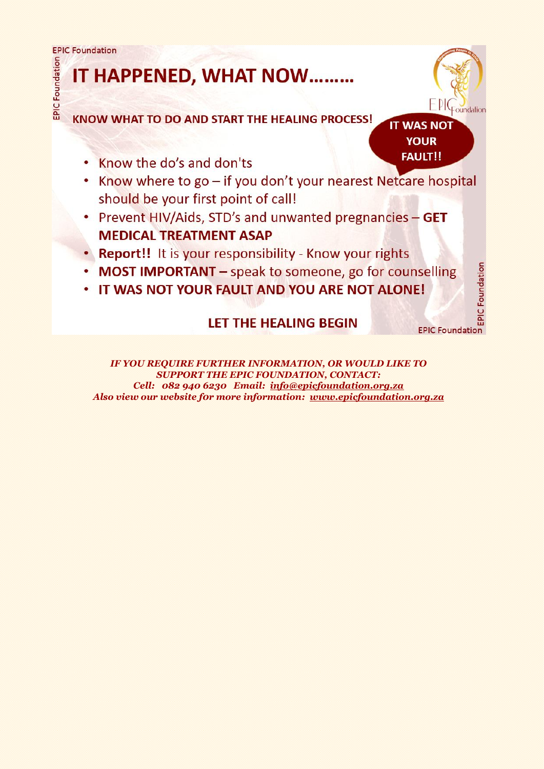EPIC Foundation

# IT HAPPENED, WHAT NOW………

**KNOW WHAT TO DO AND START THE HEALING PROCESS!**

**IT WAS NOT YOUR FAULT!!**

- Know the do's and don'ts
- Know where to go – if you don't your nearest Netcare hospital should be your first point of call!
- Prevent HIV/Aids, STD's and unwanted pregnancies – **GET MEDICAL TREATMENT ASAP**
- **Report!!** It is your responsibility - Know your rights
- **MOST IMPORTANT –** speak to someone, go for counselling
- **IT WAS NOT YOUR FAULT AND YOU ARE NOT ALONE!**

**LET THE HEALING BEGIN**

EPIC Foundation

***IF YOU REQUIRE FURTHER INFORMATION, OR WOULD LIKE TO SUPPORT THE EPIC FOUNDATION, CONTACT:***
***Cell: 082 940 6230 Email: info@epicfoundation.org.za***
***Also view our website for more information: www.epicfoundation.org.za***